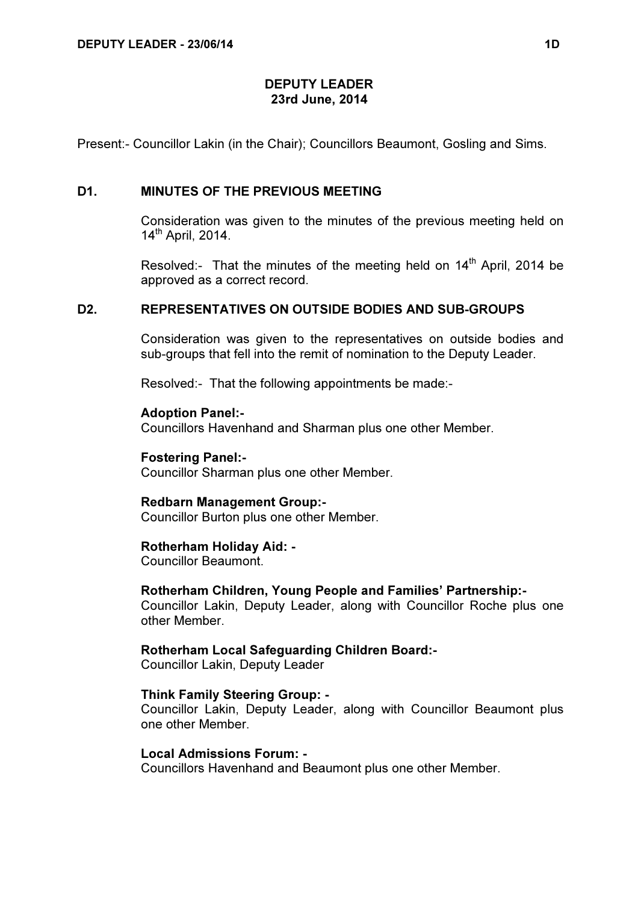# DEPUTY LEADER
## 23rd June, 2014

Present:- Councillor Lakin (in the Chair); Councillors Beaumont, Gosling and Sims.

### D1. MINUTES OF THE PREVIOUS MEETING

Consideration was given to the minutes of the previous meeting held on 14th April, 2014.

Resolved:- That the minutes of the meeting held on 14th April, 2014 be approved as a correct record.

### D2. REPRESENTATIVES ON OUTSIDE BODIES AND SUB-GROUPS

Consideration was given to the representatives on outside bodies and sub-groups that fell into the remit of nomination to the Deputy Leader.

Resolved:- That the following appointments be made:-

**Adoption Panel:-**
Councillors Havenhand and Sharman plus one other Member.

**Fostering Panel:-**
Councillor Sharman plus one other Member.

**Redbarn Management Group:-**
Councillor Burton plus one other Member.

**Rotherham Holiday Aid: -**
Councillor Beaumont.

**Rotherham Children, Young People and Families' Partnership:-**
Councillor Lakin, Deputy Leader, along with Councillor Roche plus one other Member.

**Rotherham Local Safeguarding Children Board:-**
Councillor Lakin, Deputy Leader

**Think Family Steering Group: -**
Councillor Lakin, Deputy Leader, along with Councillor Beaumont plus one other Member.

**Local Admissions Forum: -**
Councillors Havenhand and Beaumont plus one other Member.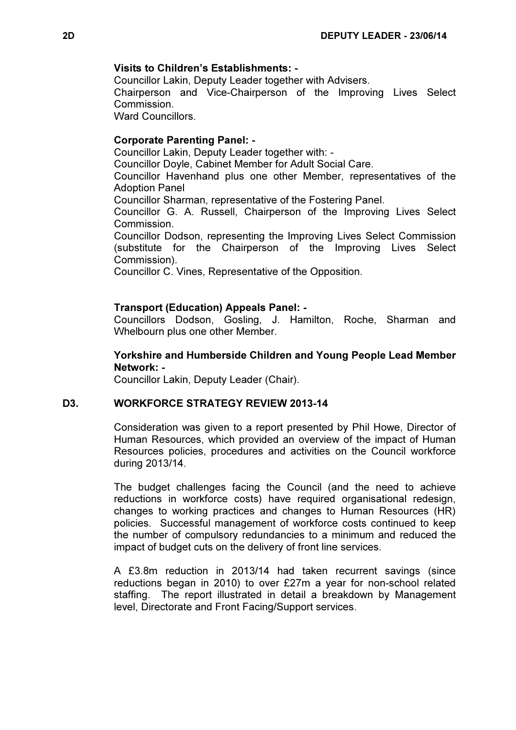**Visits to Children's Establishments: -**

Councillor Lakin, Deputy Leader together with Advisers.
Chairperson and Vice-Chairperson of the Improving Lives Select Commission.
Ward Councillors.

**Corporate Parenting Panel: -**

Councillor Lakin, Deputy Leader together with: -
Councillor Doyle, Cabinet Member for Adult Social Care.
Councillor Havenhand plus one other Member, representatives of the Adoption Panel
Councillor Sharman, representative of the Fostering Panel.
Councillor G. A. Russell, Chairperson of the Improving Lives Select Commission.
Councillor Dodson, representing the Improving Lives Select Commission (substitute for the Chairperson of the Improving Lives Select Commission).
Councillor C. Vines, Representative of the Opposition.

**Transport (Education) Appeals Panel: -**

Councillors Dodson, Gosling, J. Hamilton, Roche, Sharman and Whelbourn plus one other Member.

**Yorkshire and Humberside Children and Young People Lead Member Network: -**

Councillor Lakin, Deputy Leader (Chair).

## D3. WORKFORCE STRATEGY REVIEW 2013-14

Consideration was given to a report presented by Phil Howe, Director of Human Resources, which provided an overview of the impact of Human Resources policies, procedures and activities on the Council workforce during 2013/14.

The budget challenges facing the Council (and the need to achieve reductions in workforce costs) have required organisational redesign, changes to working practices and changes to Human Resources (HR) policies. Successful management of workforce costs continued to keep the number of compulsory redundancies to a minimum and reduced the impact of budget cuts on the delivery of front line services.

A £3.8m reduction in 2013/14 had taken recurrent savings (since reductions began in 2010) to over £27m a year for non-school related staffing. The report illustrated in detail a breakdown by Management level, Directorate and Front Facing/Support services.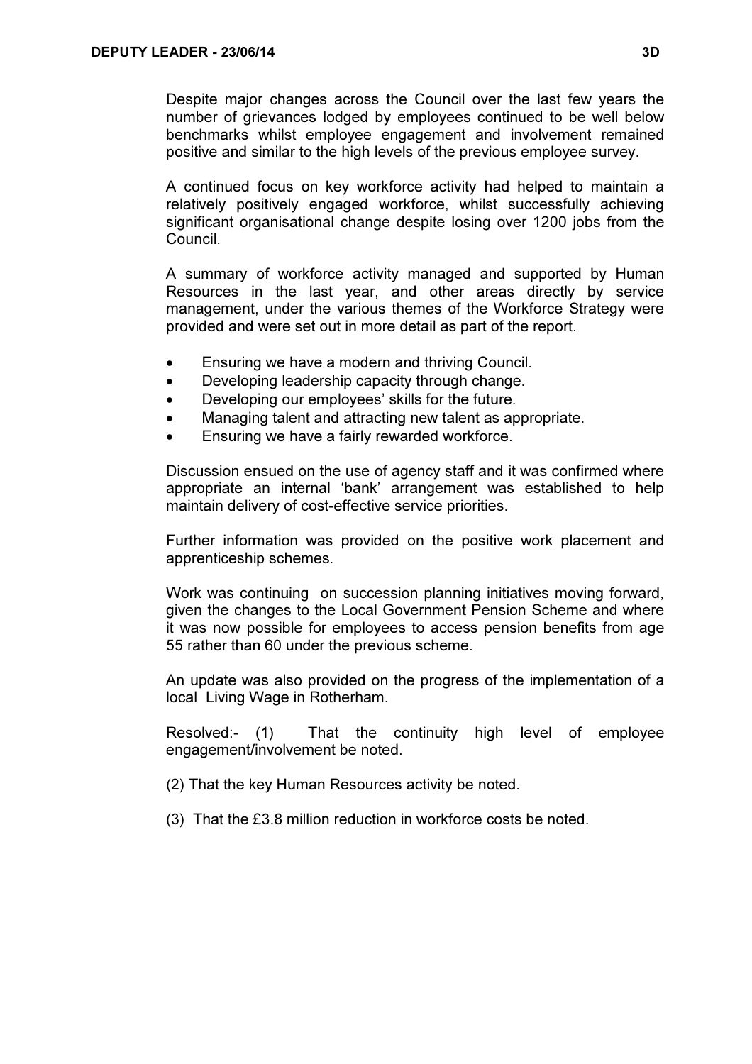Despite major changes across the Council over the last few years the number of grievances lodged by employees continued to be well below benchmarks whilst employee engagement and involvement remained positive and similar to the high levels of the previous employee survey.

A continued focus on key workforce activity had helped to maintain a relatively positively engaged workforce, whilst successfully achieving significant organisational change despite losing over 1200 jobs from the Council.

A summary of workforce activity managed and supported by Human Resources in the last year, and other areas directly by service management, under the various themes of the Workforce Strategy were provided and were set out in more detail as part of the report.

- Ensuring we have a modern and thriving Council.
- Developing leadership capacity through change.
- Developing our employees' skills for the future.
- Managing talent and attracting new talent as appropriate.
- Ensuring we have a fairly rewarded workforce.

Discussion ensued on the use of agency staff and it was confirmed where appropriate an internal 'bank' arrangement was established to help maintain delivery of cost-effective service priorities.

Further information was provided on the positive work placement and apprenticeship schemes.

Work was continuing on succession planning initiatives moving forward, given the changes to the Local Government Pension Scheme and where it was now possible for employees to access pension benefits from age 55 rather than 60 under the previous scheme.

An update was also provided on the progress of the implementation of a local Living Wage in Rotherham.

Resolved:- (1) That the continuity high level of employee engagement/involvement be noted.

(2) That the key Human Resources activity be noted.

(3) That the £3.8 million reduction in workforce costs be noted.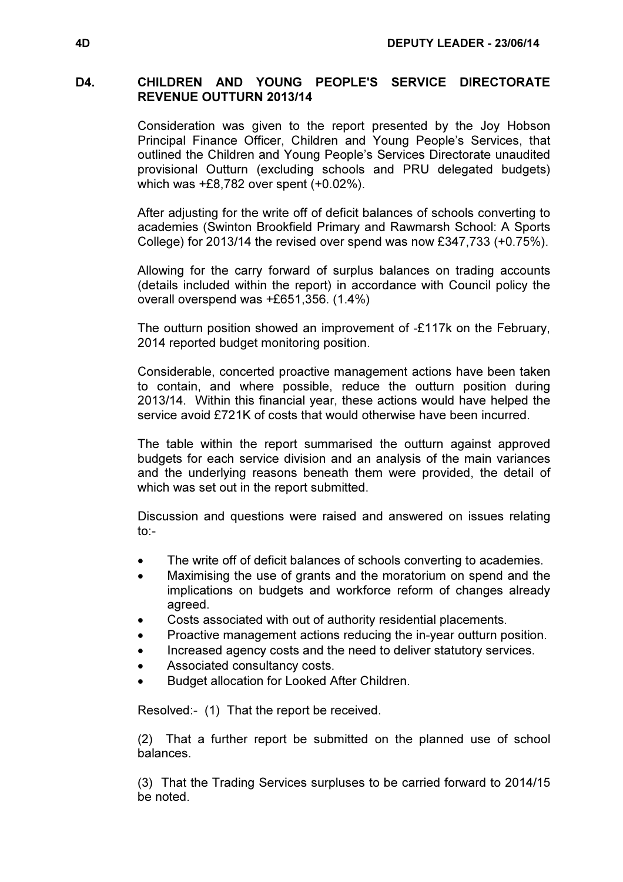## D4. CHILDREN AND YOUNG PEOPLE'S SERVICE DIRECTORATE REVENUE OUTTURN 2013/14

Consideration was given to the report presented by the Joy Hobson Principal Finance Officer, Children and Young People's Services, that outlined the Children and Young People's Services Directorate unaudited provisional Outturn (excluding schools and PRU delegated budgets) which was +£8,782 over spent (+0.02%).

After adjusting for the write off of deficit balances of schools converting to academies (Swinton Brookfield Primary and Rawmarsh School: A Sports College) for 2013/14 the revised over spend was now £347,733 (+0.75%).

Allowing for the carry forward of surplus balances on trading accounts (details included within the report) in accordance with Council policy the overall overspend was +£651,356. (1.4%)

The outturn position showed an improvement of -£117k on the February, 2014 reported budget monitoring position.

Considerable, concerted proactive management actions have been taken to contain, and where possible, reduce the outturn position during 2013/14. Within this financial year, these actions would have helped the service avoid £721K of costs that would otherwise have been incurred.

The table within the report summarised the outturn against approved budgets for each service division and an analysis of the main variances and the underlying reasons beneath them were provided, the detail of which was set out in the report submitted.

Discussion and questions were raised and answered on issues relating to:-

- The write off of deficit balances of schools converting to academies.
- Maximising the use of grants and the moratorium on spend and the implications on budgets and workforce reform of changes already agreed.
- Costs associated with out of authority residential placements.
- Proactive management actions reducing the in-year outturn position.
- Increased agency costs and the need to deliver statutory services.
- Associated consultancy costs.
- Budget allocation for Looked After Children.

Resolved:- (1) That the report be received.

(2) That a further report be submitted on the planned use of school balances.

(3) That the Trading Services surpluses to be carried forward to 2014/15 be noted.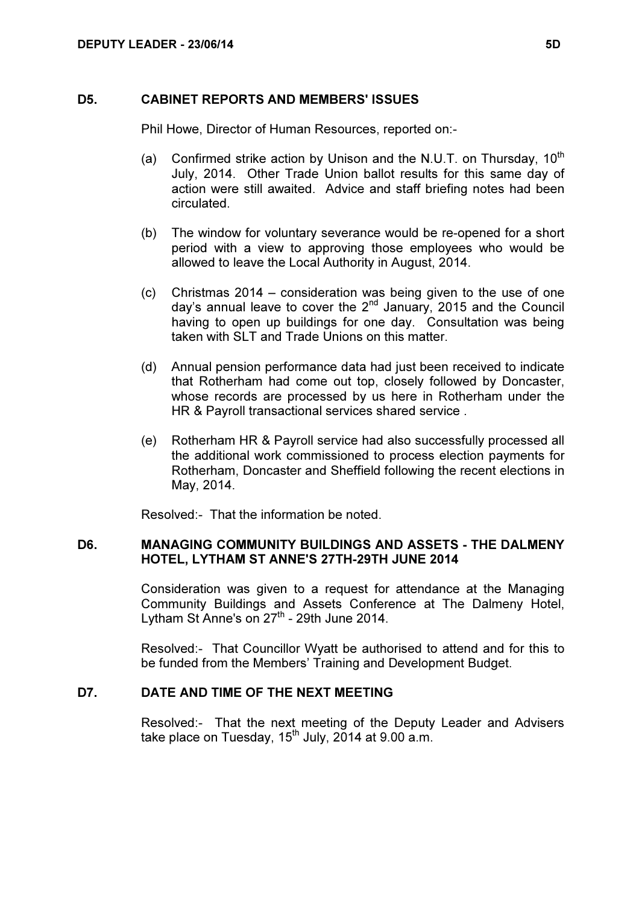## D5. CABINET REPORTS AND MEMBERS' ISSUES

Phil Howe, Director of Human Resources, reported on:-

(a) Confirmed strike action by Unison and the N.U.T. on Thursday, 10th July, 2014. Other Trade Union ballot results for this same day of action were still awaited. Advice and staff briefing notes had been circulated.

(b) The window for voluntary severance would be re-opened for a short period with a view to approving those employees who would be allowed to leave the Local Authority in August, 2014.

(c) Christmas 2014 – consideration was being given to the use of one day's annual leave to cover the 2nd January, 2015 and the Council having to open up buildings for one day. Consultation was being taken with SLT and Trade Unions on this matter.

(d) Annual pension performance data had just been received to indicate that Rotherham had come out top, closely followed by Doncaster, whose records are processed by us here in Rotherham under the HR & Payroll transactional services shared service .

(e) Rotherham HR & Payroll service had also successfully processed all the additional work commissioned to process election payments for Rotherham, Doncaster and Sheffield following the recent elections in May, 2014.

Resolved:- That the information be noted.

## D6. MANAGING COMMUNITY BUILDINGS AND ASSETS - THE DALMENY HOTEL, LYTHAM ST ANNE'S 27TH-29TH JUNE 2014

Consideration was given to a request for attendance at the Managing Community Buildings and Assets Conference at The Dalmeny Hotel, Lytham St Anne's on 27th - 29th June 2014.

Resolved:- That Councillor Wyatt be authorised to attend and for this to be funded from the Members' Training and Development Budget.

## D7. DATE AND TIME OF THE NEXT MEETING

Resolved:- That the next meeting of the Deputy Leader and Advisers take place on Tuesday, 15th July, 2014 at 9.00 a.m.